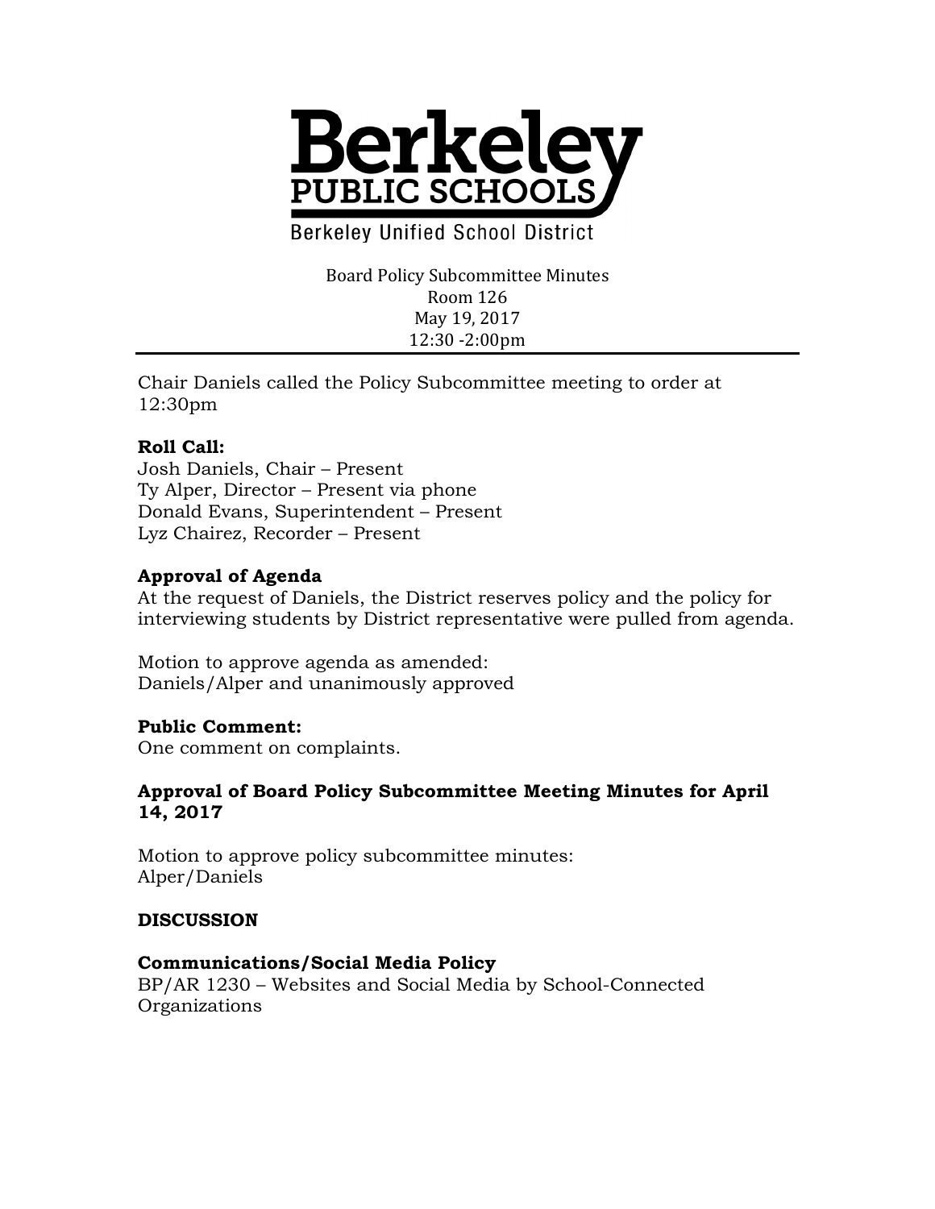# Berkeley PUBLIC SCHOOLS

Berkeley Unified School District

Board Policy Subcommittee Minutes
Room 126
May 19, 2017
12:30 -2:00pm

---

Chair Daniels called the Policy Subcommittee meeting to order at 12:30pm

**Roll Call:**
Josh Daniels, Chair – Present
Ty Alper, Director – Present via phone
Donald Evans, Superintendent – Present
Lyz Chairez, Recorder – Present

**Approval of Agenda**
At the request of Daniels, the District reserves policy and the policy for interviewing students by District representative were pulled from agenda.

Motion to approve agenda as amended:
Daniels/Alper and unanimously approved

**Public Comment:**
One comment on complaints.

**Approval of Board Policy Subcommittee Meeting Minutes for April 14, 2017**

Motion to approve policy subcommittee minutes:
Alper/Daniels

**DISCUSSION**

**Communications/Social Media Policy**
BP/AR 1230 – Websites and Social Media by School-Connected Organizations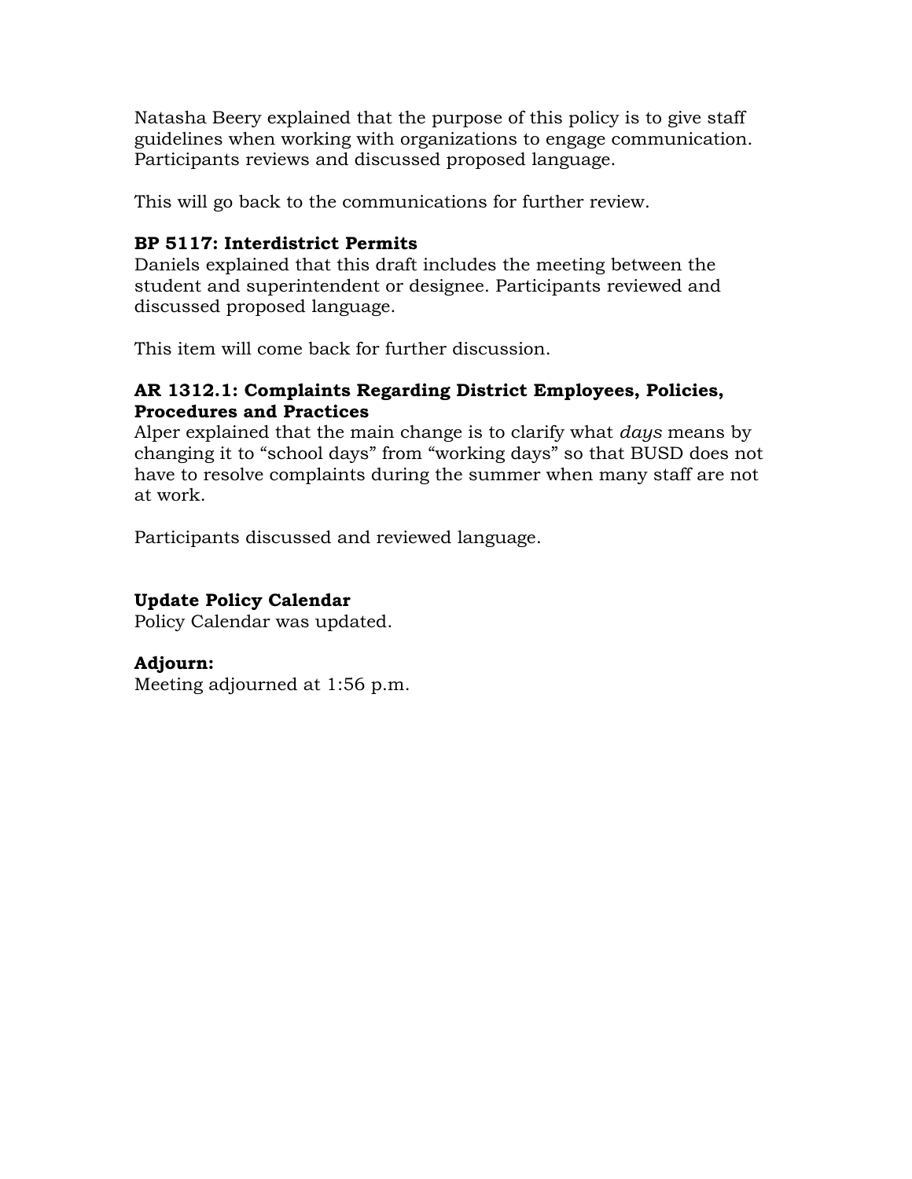Natasha Beery explained that the purpose of this policy is to give staff guidelines when working with organizations to engage communication. Participants reviews and discussed proposed language.

This will go back to the communications for further review.

**BP 5117: Interdistrict Permits**
Daniels explained that this draft includes the meeting between the student and superintendent or designee. Participants reviewed and discussed proposed language.

This item will come back for further discussion.

**AR 1312.1: Complaints Regarding District Employees, Policies, Procedures and Practices**
Alper explained that the main change is to clarify what *days* means by changing it to "school days" from "working days" so that BUSD does not have to resolve complaints during the summer when many staff are not at work.

Participants discussed and reviewed language.

**Update Policy Calendar**
Policy Calendar was updated.

**Adjourn:**
Meeting adjourned at 1:56 p.m.